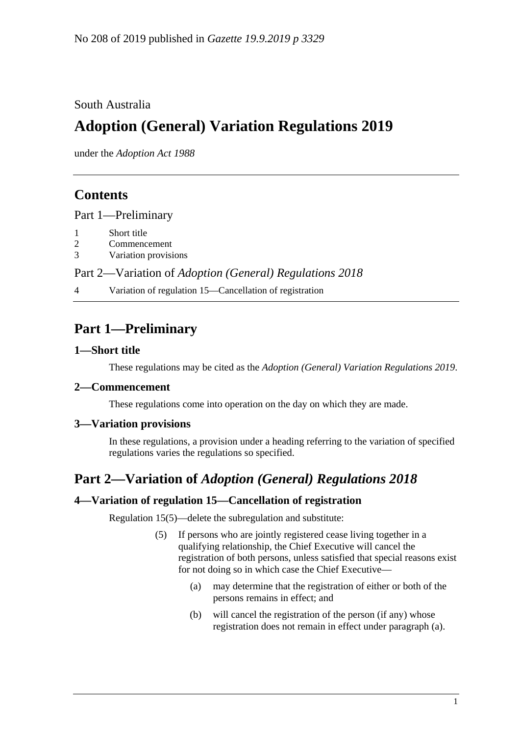No 208 of 2019 published in *Gazette 19.9.2019 p 3329*

South Australia

# Adoption (General) Variation Regulations 2019

under the *Adoption Act 1988*

## Contents

Part 1—Preliminary

1 Short title
2 Commencement
3 Variation provisions

Part 2—Variation of *Adoption (General) Regulations 2018*

4 Variation of regulation 15—Cancellation of registration

## Part 1—Preliminary

### 1—Short title

These regulations may be cited as the *Adoption (General) Variation Regulations 2019*.

### 2—Commencement

These regulations come into operation on the day on which they are made.

### 3—Variation provisions

In these regulations, a provision under a heading referring to the variation of specified regulations varies the regulations so specified.

## Part 2—Variation of *Adoption (General) Regulations 2018*

### 4—Variation of regulation 15—Cancellation of registration

Regulation 15(5)—delete the subregulation and substitute:

(5) If persons who are jointly registered cease living together in a qualifying relationship, the Chief Executive will cancel the registration of both persons, unless satisfied that special reasons exist for not doing so in which case the Chief Executive—

(a) may determine that the registration of either or both of the persons remains in effect; and

(b) will cancel the registration of the person (if any) whose registration does not remain in effect under paragraph (a).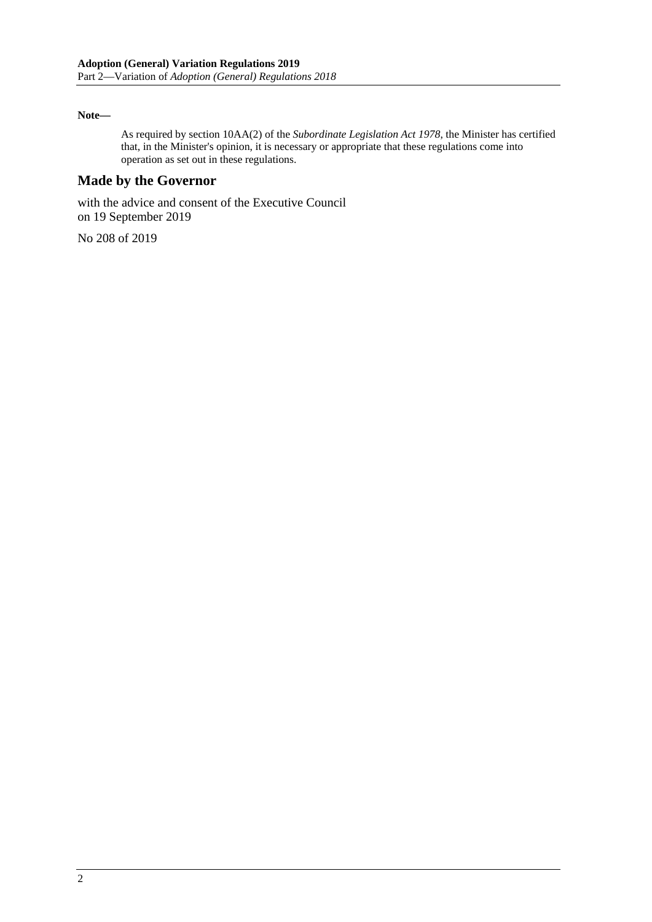**Note—**

> As required by section 10AA(2) of the *Subordinate Legislation Act 1978*, the Minister has certified that, in the Minister's opinion, it is necessary or appropriate that these regulations come into operation as set out in these regulations.

## Made by the Governor

with the advice and consent of the Executive Council
on 19 September 2019

No 208 of 2019